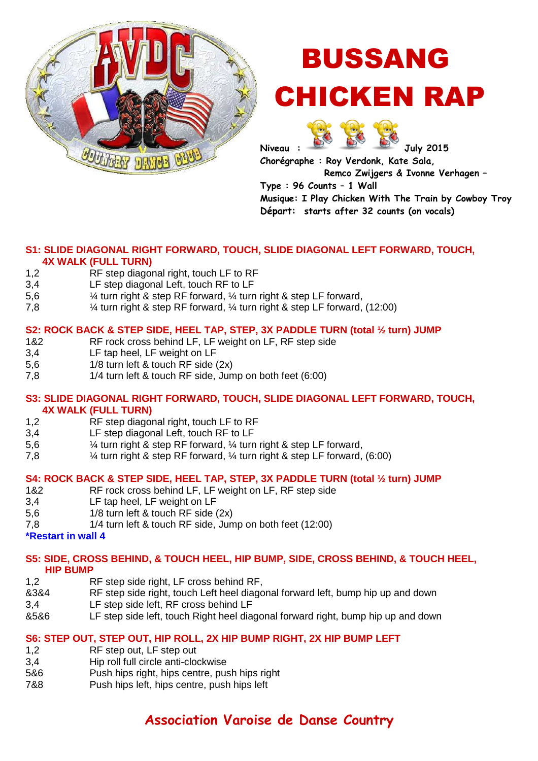# BUSSANG CHICKEN RAP

**Niveau :** July 2015
**Chorégraphe : Roy Verdonk, Kate Sala, Remco Zwijgers & Ivonne Verhagen –**
**Type : 96 Counts – 1 Wall**
**Musique: I Play Chicken With The Train by Cowboy Troy**
**Départ: starts after 32 counts (on vocals)**

### S1: SLIDE DIAGONAL RIGHT FORWARD, TOUCH, SLIDE DIAGONAL LEFT FORWARD, TOUCH, 4X WALK (FULL TURN)

| | |
|---|---|
| 1,2 | RF step diagonal right, touch LF to RF |
| 3,4 | LF step diagonal Left, touch RF to LF |
| 5,6 | ¼ turn right & step RF forward, ¼ turn right & step LF forward, |
| 7,8 | ¼ turn right & step RF forward, ¼ turn right & step LF forward, (12:00) |

### S2: ROCK BACK & STEP SIDE, HEEL TAP, STEP, 3X PADDLE TURN (total ½ turn) JUMP

| | |
|---|---|
| 1&2 | RF rock cross behind LF, LF weight on LF, RF step side |
| 3,4 | LF tap heel, LF weight on LF |
| 5,6 | 1/8 turn left & touch RF side (2x) |
| 7,8 | 1/4 turn left & touch RF side, Jump on both feet (6:00) |

### S3: SLIDE DIAGONAL RIGHT FORWARD, TOUCH, SLIDE DIAGONAL LEFT FORWARD, TOUCH, 4X WALK (FULL TURN)

| | |
|---|---|
| 1,2 | RF step diagonal right, touch LF to RF |
| 3,4 | LF step diagonal Left, touch RF to LF |
| 5,6 | ¼ turn right & step RF forward, ¼ turn right & step LF forward, |
| 7,8 | ¼ turn right & step RF forward, ¼ turn right & step LF forward, (6:00) |

### S4: ROCK BACK & STEP SIDE, HEEL TAP, STEP, 3X PADDLE TURN (total ½ turn) JUMP

| | |
|---|---|
| 1&2 | RF rock cross behind LF, LF weight on LF, RF step side |
| 3,4 | LF tap heel, LF weight on LF |
| 5,6 | 1/8 turn left & touch RF side (2x) |
| 7,8 | 1/4 turn left & touch RF side, Jump on both feet (12:00) |

**\*Restart in wall 4**

### S5: SIDE, CROSS BEHIND, & TOUCH HEEL, HIP BUMP, SIDE, CROSS BEHIND, & TOUCH HEEL, HIP BUMP

| | |
|---|---|
| 1,2 | RF step side right, LF cross behind RF, |
| &3&4 | RF step side right, touch Left heel diagonal forward left, bump hip up and down |
| 3,4 | LF step side left, RF cross behind LF |
| &5&6 | LF step side left, touch Right heel diagonal forward right, bump hip up and down |

### S6: STEP OUT, STEP OUT, HIP ROLL, 2X HIP BUMP RIGHT, 2X HIP BUMP LEFT

| | |
|---|---|
| 1,2 | RF step out, LF step out |
| 3,4 | Hip roll full circle anti-clockwise |
| 5&6 | Push hips right, hips centre, push hips right |
| 7&8 | Push hips left, hips centre, push hips left |

**Association Varoise de Danse Country**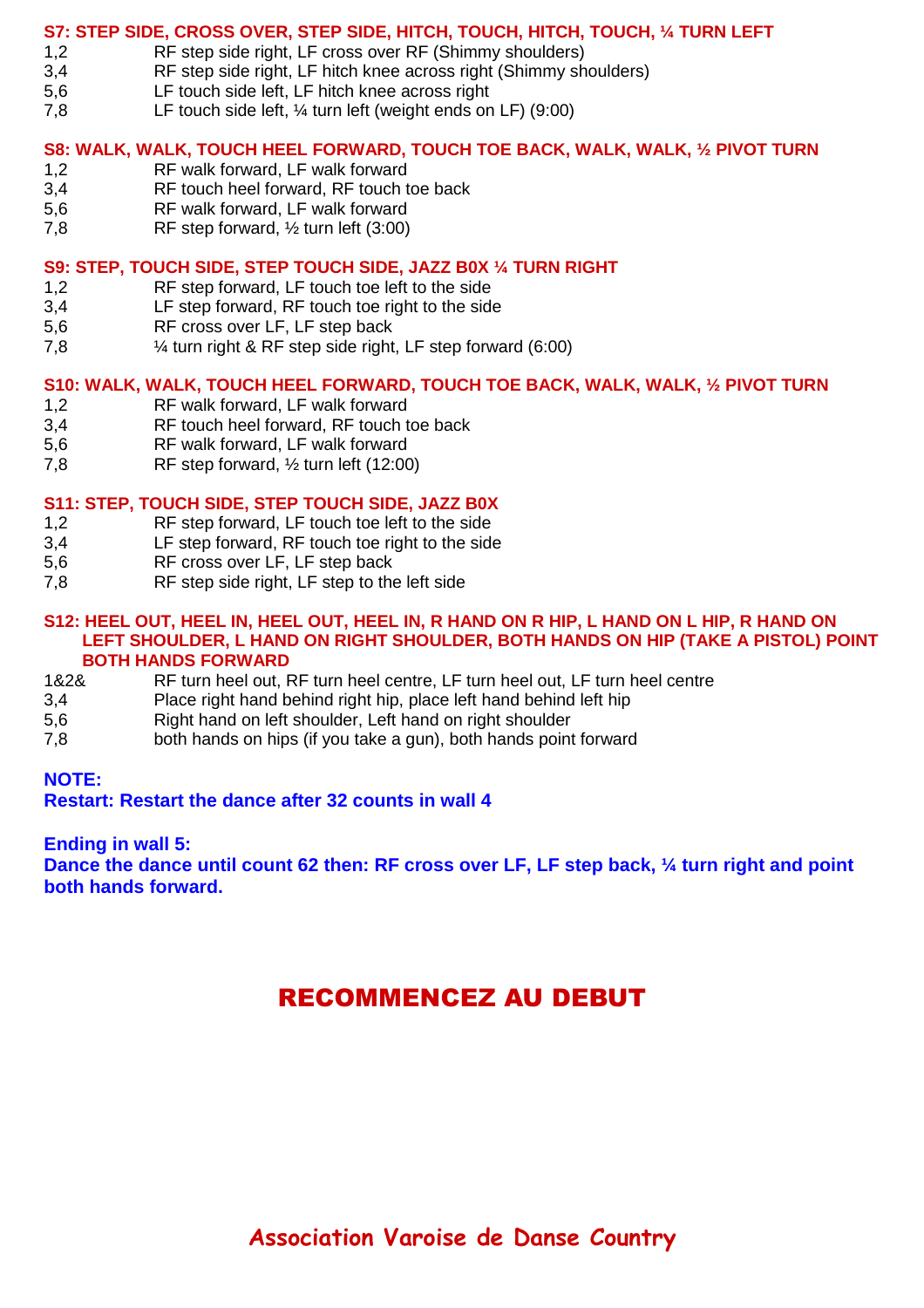**S7: STEP SIDE, CROSS OVER, STEP SIDE, HITCH, TOUCH, HITCH, TOUCH, ¼ TURN LEFT**

| | |
|---|---|
| 1,2 | RF step side right, LF cross over RF (Shimmy shoulders) |
| 3,4 | RF step side right, LF hitch knee across right (Shimmy shoulders) |
| 5,6 | LF touch side left, LF hitch knee across right |
| 7,8 | LF touch side left, ¼ turn left (weight ends on LF) (9:00) |

**S8: WALK, WALK, TOUCH HEEL FORWARD, TOUCH TOE BACK, WALK, WALK, ½ PIVOT TURN**

| | |
|---|---|
| 1,2 | RF walk forward, LF walk forward |
| 3,4 | RF touch heel forward, RF touch toe back |
| 5,6 | RF walk forward, LF walk forward |
| 7,8 | RF step forward, ½ turn left (3:00) |

**S9: STEP, TOUCH SIDE, STEP TOUCH SIDE, JAZZ B0X ¼ TURN RIGHT**

| | |
|---|---|
| 1,2 | RF step forward, LF touch toe left to the side |
| 3,4 | LF step forward, RF touch toe right to the side |
| 5,6 | RF cross over LF, LF step back |
| 7,8 | ¼ turn right & RF step side right, LF step forward (6:00) |

**S10: WALK, WALK, TOUCH HEEL FORWARD, TOUCH TOE BACK, WALK, WALK, ½ PIVOT TURN**

| | |
|---|---|
| 1,2 | RF walk forward, LF walk forward |
| 3,4 | RF touch heel forward, RF touch toe back |
| 5,6 | RF walk forward, LF walk forward |
| 7,8 | RF step forward, ½ turn left (12:00) |

**S11: STEP, TOUCH SIDE, STEP TOUCH SIDE, JAZZ B0X**

| | |
|---|---|
| 1,2 | RF step forward, LF touch toe left to the side |
| 3,4 | LF step forward, RF touch toe right to the side |
| 5,6 | RF cross over LF, LF step back |
| 7,8 | RF step side right, LF step to the left side |

**S12: HEEL OUT, HEEL IN, HEEL OUT, HEEL IN, R HAND ON R HIP, L HAND ON L HIP, R HAND ON LEFT SHOULDER, L HAND ON RIGHT SHOULDER, BOTH HANDS ON HIP (TAKE A PISTOL) POINT BOTH HANDS FORWARD**

| | |
|---|---|
| 1&2& | RF turn heel out, RF turn heel centre, LF turn heel out, LF turn heel centre |
| 3,4 | Place right hand behind right hip, place left hand behind left hip |
| 5,6 | Right hand on left shoulder, Left hand on right shoulder |
| 7,8 | both hands on hips (if you take a gun), both hands point forward |

**NOTE:**
**Restart: Restart the dance after 32 counts in wall 4**

**Ending in wall 5:**
**Dance the dance until count 62 then: RF cross over LF, LF step back, ¼ turn right and point both hands forward.**

## RECOMMENCEZ AU DEBUT

**Association Varoise de Danse Country**